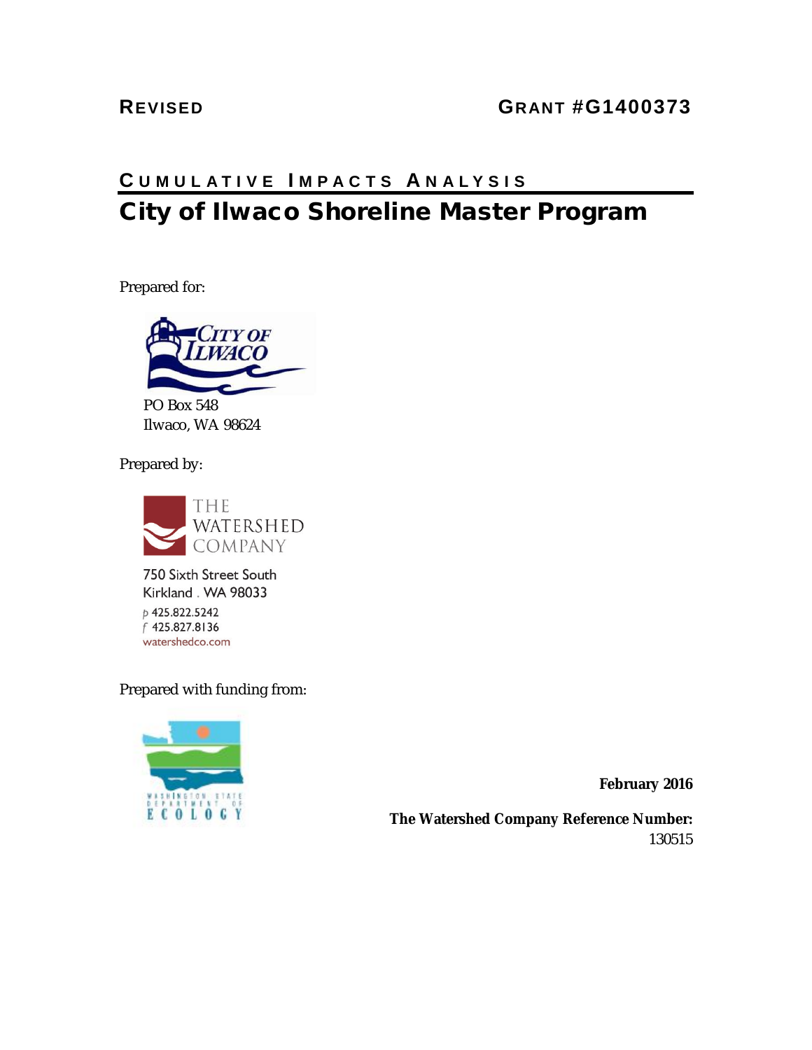**REVISED** **GRANT #G1400373**

# CUMULATIVE IMPACTS ANALYSIS

# City of Ilwaco Shoreline Master Program

Prepared for:

CITY OF ILWACO

PO Box 548
Ilwaco, WA 98624

Prepared by:

THE WATERSHED COMPANY

750 Sixth Street South
Kirkland . WA 98033
p 425.822.5242
f 425.827.8136
watershedco.com

Prepared with funding from:

WASHINGTON STATE DEPARTMENT OF ECOLOGY

**February 2016**

**The Watershed Company Reference Number:**
130515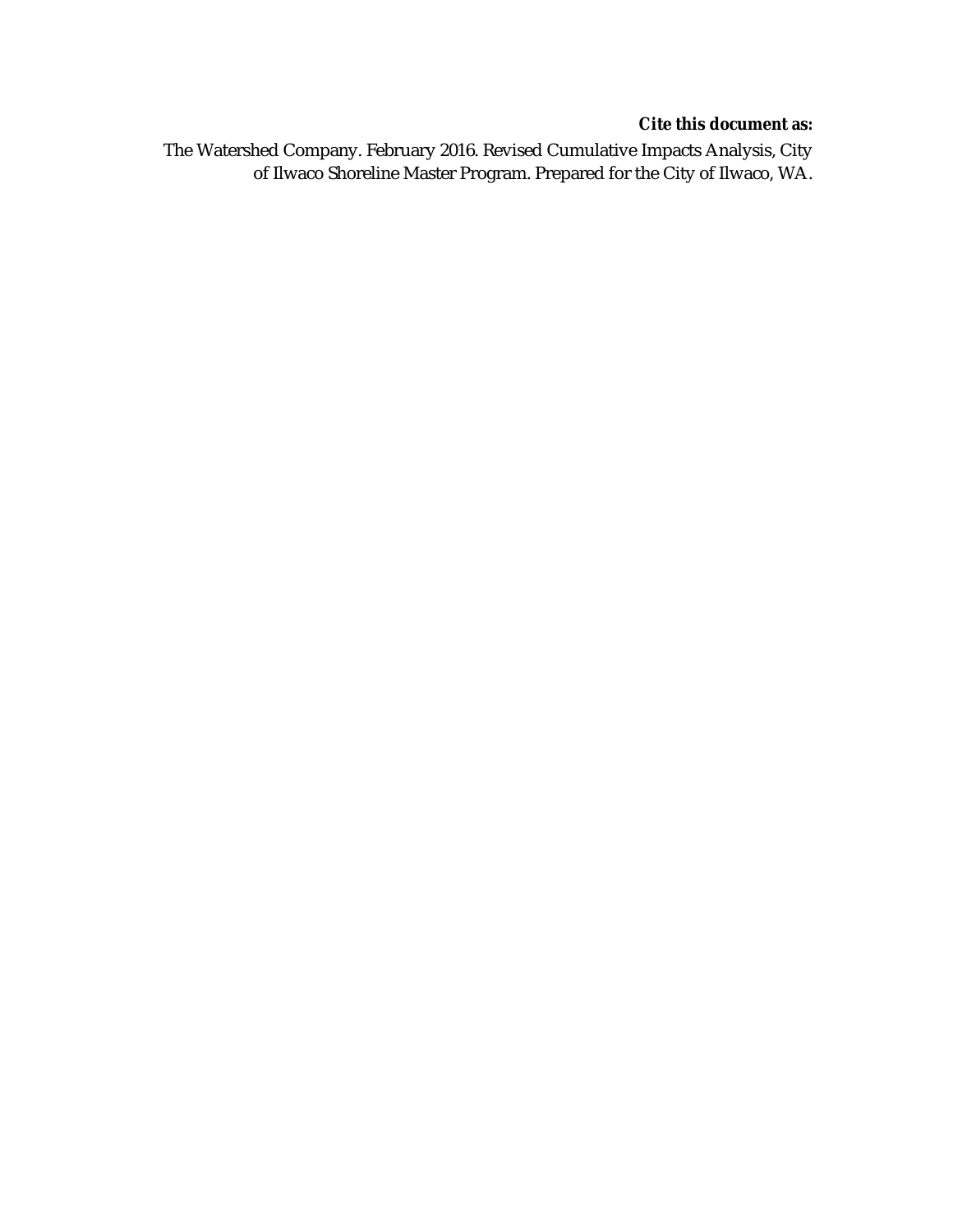***Cite this document as:***

The Watershed Company. February 2016. Revised Cumulative Impacts Analysis, City of Ilwaco Shoreline Master Program. Prepared for the City of Ilwaco, WA.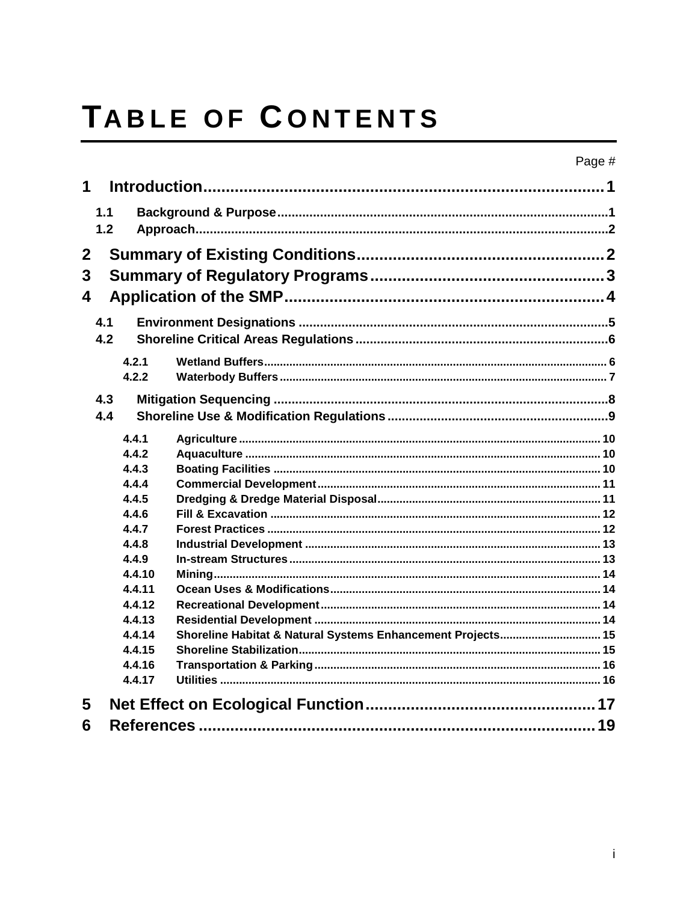# TABLE OF CONTENTS

Page #

**1 Introduction ..... 1**

- 1.1 Background & Purpose ..... 1
- 1.2 Approach ..... 2

**2 Summary of Existing Conditions ..... 2**

**3 Summary of Regulatory Programs ..... 3**

**4 Application of the SMP ..... 4**

- 4.1 Environment Designations ..... 5
- 4.2 Shoreline Critical Areas Regulations ..... 6
  - 4.2.1 Wetland Buffers ..... 6
  - 4.2.2 Waterbody Buffers ..... 7
- 4.3 Mitigation Sequencing ..... 8
- 4.4 Shoreline Use & Modification Regulations ..... 9
  - 4.4.1 Agriculture ..... 10
  - 4.4.2 Aquaculture ..... 10
  - 4.4.3 Boating Facilities ..... 10
  - 4.4.4 Commercial Development ..... 11
  - 4.4.5 Dredging & Dredge Material Disposal ..... 11
  - 4.4.6 Fill & Excavation ..... 12
  - 4.4.7 Forest Practices ..... 12
  - 4.4.8 Industrial Development ..... 13
  - 4.4.9 In-stream Structures ..... 13
  - 4.4.10 Mining ..... 14
  - 4.4.11 Ocean Uses & Modifications ..... 14
  - 4.4.12 Recreational Development ..... 14
  - 4.4.13 Residential Development ..... 14
  - 4.4.14 Shoreline Habitat & Natural Systems Enhancement Projects ..... 15
  - 4.4.15 Shoreline Stabilization ..... 15
  - 4.4.16 Transportation & Parking ..... 16
  - 4.4.17 Utilities ..... 16

**5 Net Effect on Ecological Function ..... 17**

**6 References ..... 19**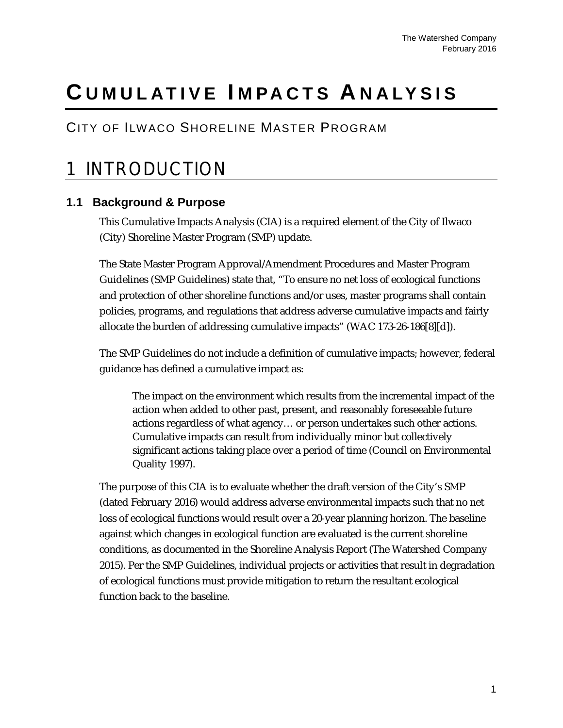# CUMULATIVE IMPACTS ANALYSIS

## CITY OF ILWACO SHORELINE MASTER PROGRAM

# 1 INTRODUCTION

### 1.1 Background & Purpose

This Cumulative Impacts Analysis (CIA) is a required element of the City of Ilwaco (City) Shoreline Master Program (SMP) update.

The State Master Program Approval/Amendment Procedures and Master Program Guidelines (SMP Guidelines) state that, "To ensure no net loss of ecological functions and protection of other shoreline functions and/or uses, master programs shall contain policies, programs, and regulations that address adverse cumulative impacts and fairly allocate the burden of addressing cumulative impacts" (WAC 173-26-186[8][d]).

The SMP Guidelines do not include a definition of cumulative impacts; however, federal guidance has defined a cumulative impact as:

> The impact on the environment which results from the incremental impact of the action when added to other past, present, and reasonably foreseeable future actions regardless of what agency… or person undertakes such other actions. Cumulative impacts can result from individually minor but collectively significant actions taking place over a period of time (Council on Environmental Quality 1997).

The purpose of this CIA is to evaluate whether the draft version of the City's SMP (dated February 2016) would address adverse environmental impacts such that no net loss of ecological functions would result over a 20-year planning horizon. The baseline against which changes in ecological function are evaluated is the current shoreline conditions, as documented in the Shoreline Analysis Report (The Watershed Company 2015). Per the SMP Guidelines, individual projects or activities that result in degradation of ecological functions must provide mitigation to return the resultant ecological function back to the baseline.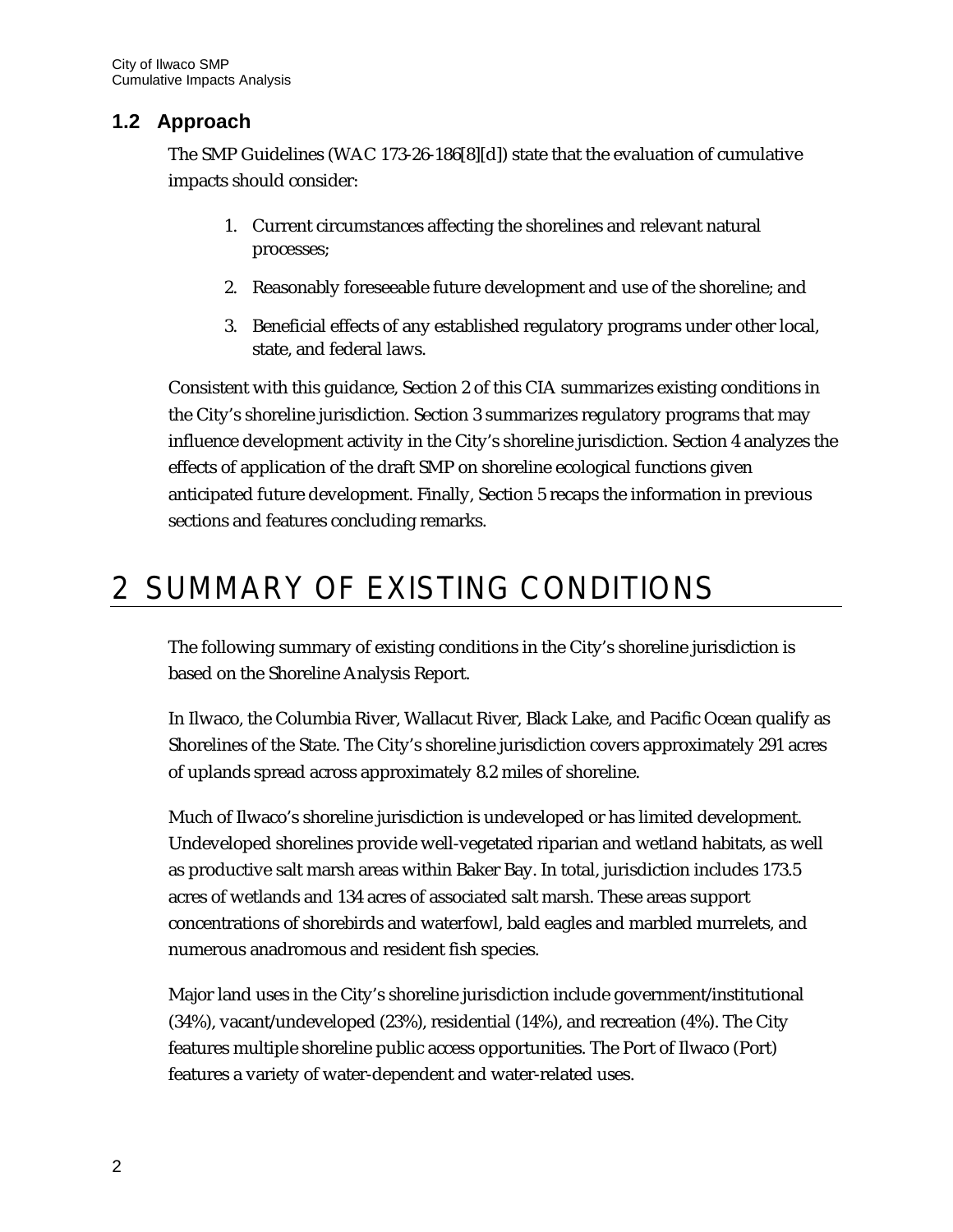## 1.2 Approach

The SMP Guidelines (WAC 173-26-186[8][d]) state that the evaluation of cumulative impacts should consider:

1. Current circumstances affecting the shorelines and relevant natural processes;
2. Reasonably foreseeable future development and use of the shoreline; and
3. Beneficial effects of any established regulatory programs under other local, state, and federal laws.

Consistent with this guidance, Section 2 of this CIA summarizes existing conditions in the City's shoreline jurisdiction. Section 3 summarizes regulatory programs that may influence development activity in the City's shoreline jurisdiction. Section 4 analyzes the effects of application of the draft SMP on shoreline ecological functions given anticipated future development. Finally, Section 5 recaps the information in previous sections and features concluding remarks.

# 2 SUMMARY OF EXISTING CONDITIONS

The following summary of existing conditions in the City's shoreline jurisdiction is based on the Shoreline Analysis Report.

In Ilwaco, the Columbia River, Wallacut River, Black Lake, and Pacific Ocean qualify as Shorelines of the State. The City's shoreline jurisdiction covers approximately 291 acres of uplands spread across approximately 8.2 miles of shoreline.

Much of Ilwaco's shoreline jurisdiction is undeveloped or has limited development. Undeveloped shorelines provide well-vegetated riparian and wetland habitats, as well as productive salt marsh areas within Baker Bay. In total, jurisdiction includes 173.5 acres of wetlands and 134 acres of associated salt marsh. These areas support concentrations of shorebirds and waterfowl, bald eagles and marbled murrelets, and numerous anadromous and resident fish species.

Major land uses in the City's shoreline jurisdiction include government/institutional (34%), vacant/undeveloped (23%), residential (14%), and recreation (4%). The City features multiple shoreline public access opportunities. The Port of Ilwaco (Port) features a variety of water-dependent and water-related uses.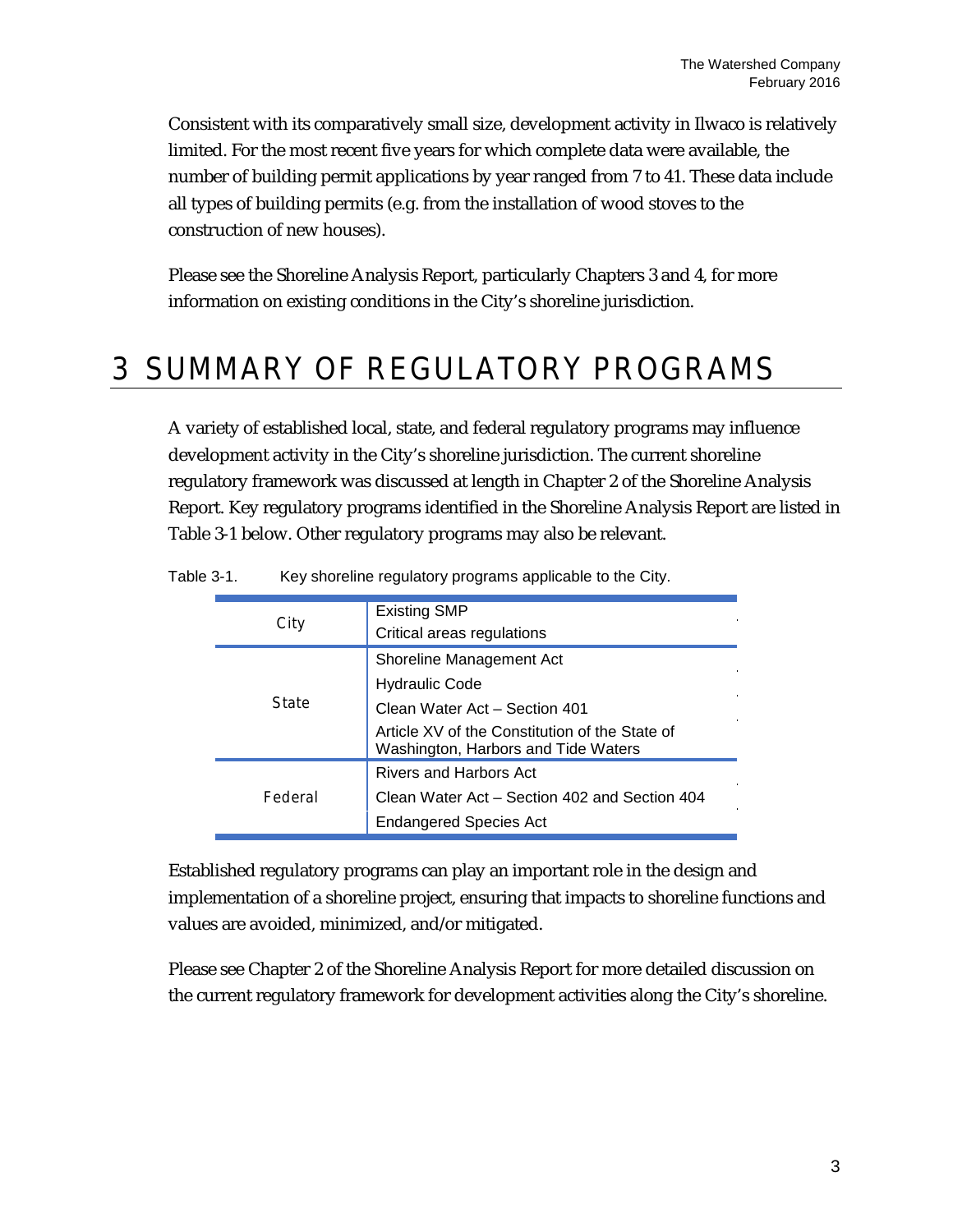Consistent with its comparatively small size, development activity in Ilwaco is relatively limited. For the most recent five years for which complete data were available, the number of building permit applications by year ranged from 7 to 41. These data include all types of building permits (e.g. from the installation of wood stoves to the construction of new houses).

Please see the Shoreline Analysis Report, particularly Chapters 3 and 4, for more information on existing conditions in the City's shoreline jurisdiction.

# 3 SUMMARY OF REGULATORY PROGRAMS

A variety of established local, state, and federal regulatory programs may influence development activity in the City's shoreline jurisdiction. The current shoreline regulatory framework was discussed at length in Chapter 2 of the Shoreline Analysis Report. Key regulatory programs identified in the Shoreline Analysis Report are listed in Table 3-1 below. Other regulatory programs may also be relevant.

Table 3-1. Key shoreline regulatory programs applicable to the City.

| | |
|---|---|
| City | Existing SMP |
| | Critical areas regulations |
| State | Shoreline Management Act |
| | Hydraulic Code |
| | Clean Water Act – Section 401 |
| | Article XV of the Constitution of the State of Washington, Harbors and Tide Waters |
| Federal | Rivers and Harbors Act |
| | Clean Water Act – Section 402 and Section 404 |
| | Endangered Species Act |

Established regulatory programs can play an important role in the design and implementation of a shoreline project, ensuring that impacts to shoreline functions and values are avoided, minimized, and/or mitigated.

Please see Chapter 2 of the Shoreline Analysis Report for more detailed discussion on the current regulatory framework for development activities along the City's shoreline.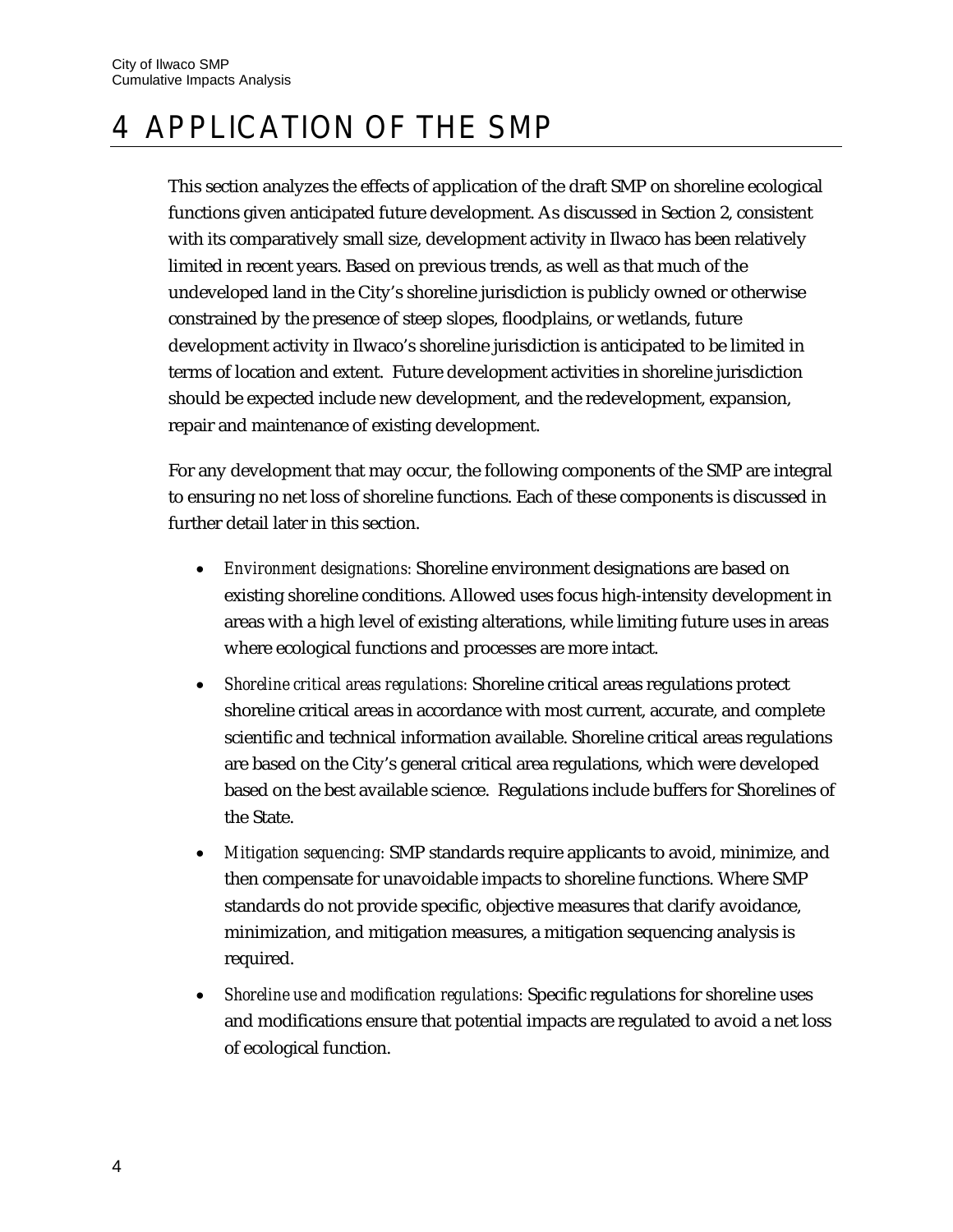# 4 APPLICATION OF THE SMP

This section analyzes the effects of application of the draft SMP on shoreline ecological functions given anticipated future development. As discussed in Section 2, consistent with its comparatively small size, development activity in Ilwaco has been relatively limited in recent years. Based on previous trends, as well as that much of the undeveloped land in the City's shoreline jurisdiction is publicly owned or otherwise constrained by the presence of steep slopes, floodplains, or wetlands, future development activity in Ilwaco's shoreline jurisdiction is anticipated to be limited in terms of location and extent. Future development activities in shoreline jurisdiction should be expected include new development, and the redevelopment, expansion, repair and maintenance of existing development.

For any development that may occur, the following components of the SMP are integral to ensuring no net loss of shoreline functions. Each of these components is discussed in further detail later in this section.

- *Environment designations:* Shoreline environment designations are based on existing shoreline conditions. Allowed uses focus high-intensity development in areas with a high level of existing alterations, while limiting future uses in areas where ecological functions and processes are more intact.
- *Shoreline critical areas regulations:* Shoreline critical areas regulations protect shoreline critical areas in accordance with most current, accurate, and complete scientific and technical information available. Shoreline critical areas regulations are based on the City's general critical area regulations, which were developed based on the best available science. Regulations include buffers for Shorelines of the State.
- *Mitigation sequencing:* SMP standards require applicants to avoid, minimize, and then compensate for unavoidable impacts to shoreline functions. Where SMP standards do not provide specific, objective measures that clarify avoidance, minimization, and mitigation measures, a mitigation sequencing analysis is required.
- *Shoreline use and modification regulations:* Specific regulations for shoreline uses and modifications ensure that potential impacts are regulated to avoid a net loss of ecological function.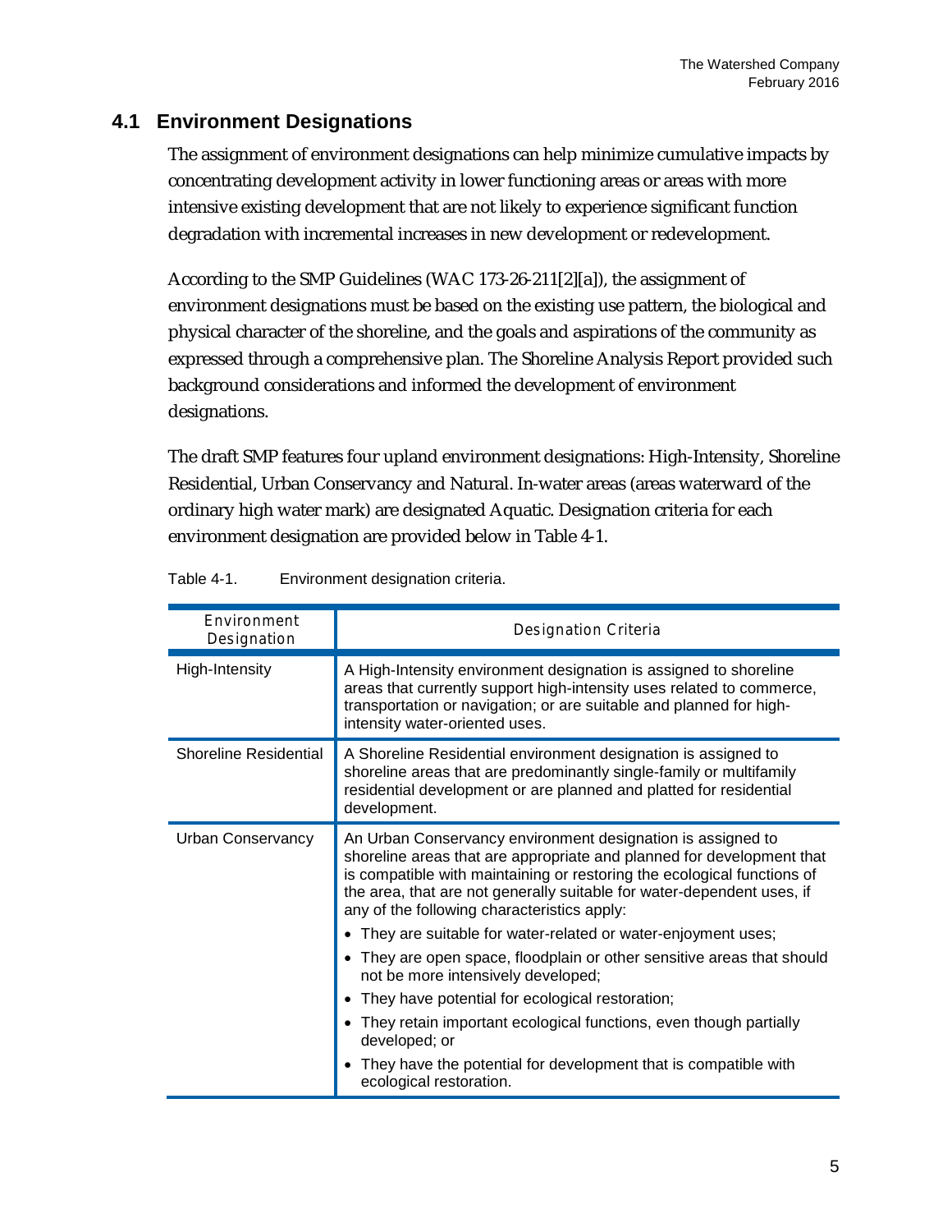## 4.1 Environment Designations

The assignment of environment designations can help minimize cumulative impacts by concentrating development activity in lower functioning areas or areas with more intensive existing development that are not likely to experience significant function degradation with incremental increases in new development or redevelopment.

According to the SMP Guidelines (WAC 173-26-211[2][a]), the assignment of environment designations must be based on the existing use pattern, the biological and physical character of the shoreline, and the goals and aspirations of the community as expressed through a comprehensive plan. The Shoreline Analysis Report provided such background considerations and informed the development of environment designations.

The draft SMP features four upland environment designations: High-Intensity, Shoreline Residential, Urban Conservancy and Natural. In-water areas (areas waterward of the ordinary high water mark) are designated Aquatic. Designation criteria for each environment designation are provided below in Table 4-1.

Table 4-1. Environment designation criteria.

| Environment Designation | Designation Criteria |
|---|---|
| High-Intensity | A High-Intensity environment designation is assigned to shoreline areas that currently support high-intensity uses related to commerce, transportation or navigation; or are suitable and planned for high-intensity water-oriented uses. |
| Shoreline Residential | A Shoreline Residential environment designation is assigned to shoreline areas that are predominantly single-family or multifamily residential development or are planned and platted for residential development. |
| Urban Conservancy | An Urban Conservancy environment designation is assigned to shoreline areas that are appropriate and planned for development that is compatible with maintaining or restoring the ecological functions of the area, that are not generally suitable for water-dependent uses, if any of the following characteristics apply:<br>• They are suitable for water-related or water-enjoyment uses;<br>• They are open space, floodplain or other sensitive areas that should not be more intensively developed;<br>• They have potential for ecological restoration;<br>• They retain important ecological functions, even though partially developed; or<br>• They have the potential for development that is compatible with ecological restoration. |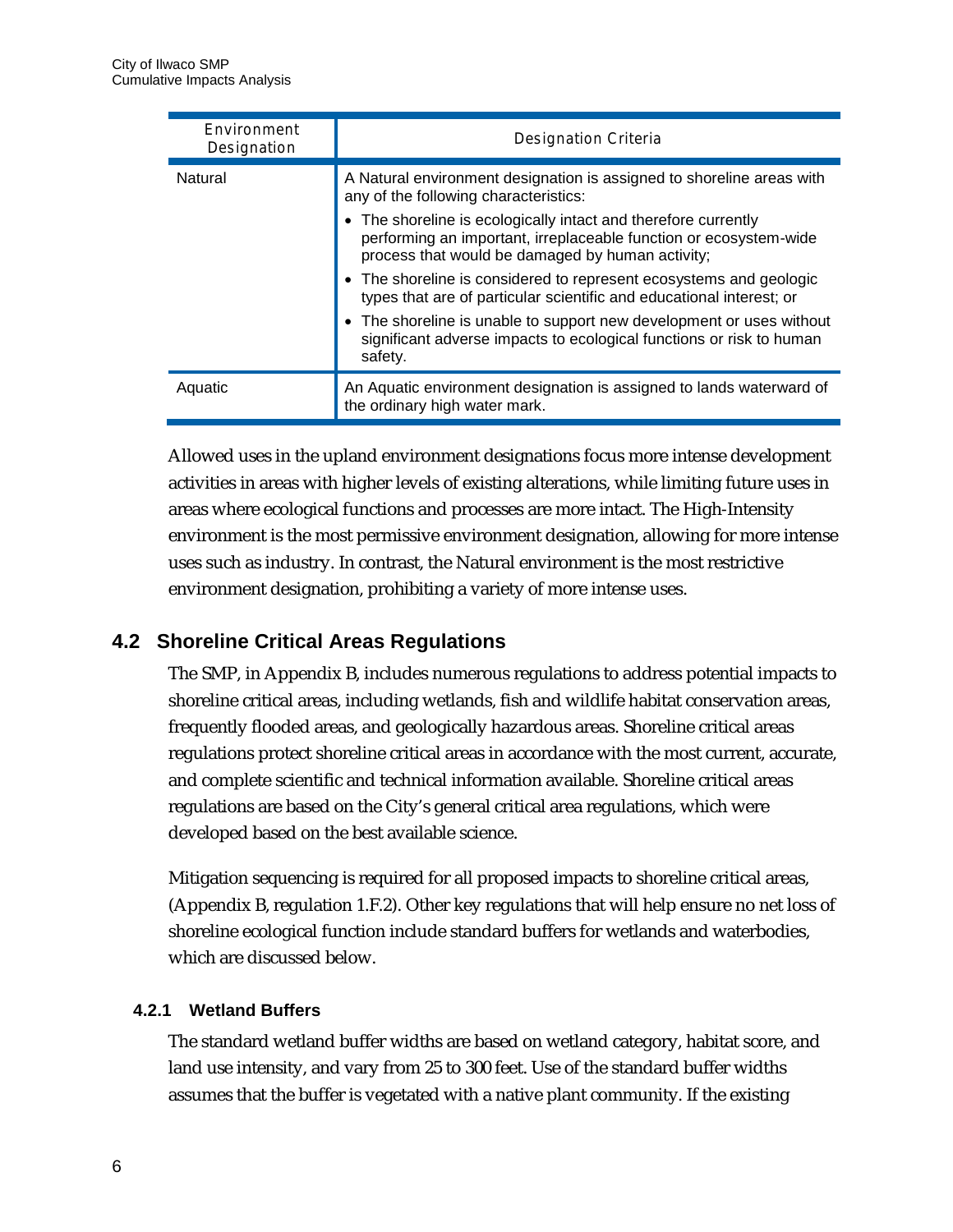| Environment Designation | Designation Criteria |
|---|---|
| Natural | A Natural environment designation is assigned to shoreline areas with any of the following characteristics:<br>• The shoreline is ecologically intact and therefore currently performing an important, irreplaceable function or ecosystem-wide process that would be damaged by human activity;<br>• The shoreline is considered to represent ecosystems and geologic types that are of particular scientific and educational interest; or<br>• The shoreline is unable to support new development or uses without significant adverse impacts to ecological functions or risk to human safety. |
| Aquatic | An Aquatic environment designation is assigned to lands waterward of the ordinary high water mark. |

Allowed uses in the upland environment designations focus more intense development activities in areas with higher levels of existing alterations, while limiting future uses in areas where ecological functions and processes are more intact. The High-Intensity environment is the most permissive environment designation, allowing for more intense uses such as industry. In contrast, the Natural environment is the most restrictive environment designation, prohibiting a variety of more intense uses.

## 4.2 Shoreline Critical Areas Regulations

The SMP, in Appendix B, includes numerous regulations to address potential impacts to shoreline critical areas, including wetlands, fish and wildlife habitat conservation areas, frequently flooded areas, and geologically hazardous areas. Shoreline critical areas regulations protect shoreline critical areas in accordance with the most current, accurate, and complete scientific and technical information available. Shoreline critical areas regulations are based on the City's general critical area regulations, which were developed based on the best available science.

Mitigation sequencing is required for all proposed impacts to shoreline critical areas, (Appendix B, regulation 1.F.2). Other key regulations that will help ensure no net loss of shoreline ecological function include standard buffers for wetlands and waterbodies, which are discussed below.

### 4.2.1 Wetland Buffers

The standard wetland buffer widths are based on wetland category, habitat score, and land use intensity, and vary from 25 to 300 feet. Use of the standard buffer widths assumes that the buffer is vegetated with a native plant community. If the existing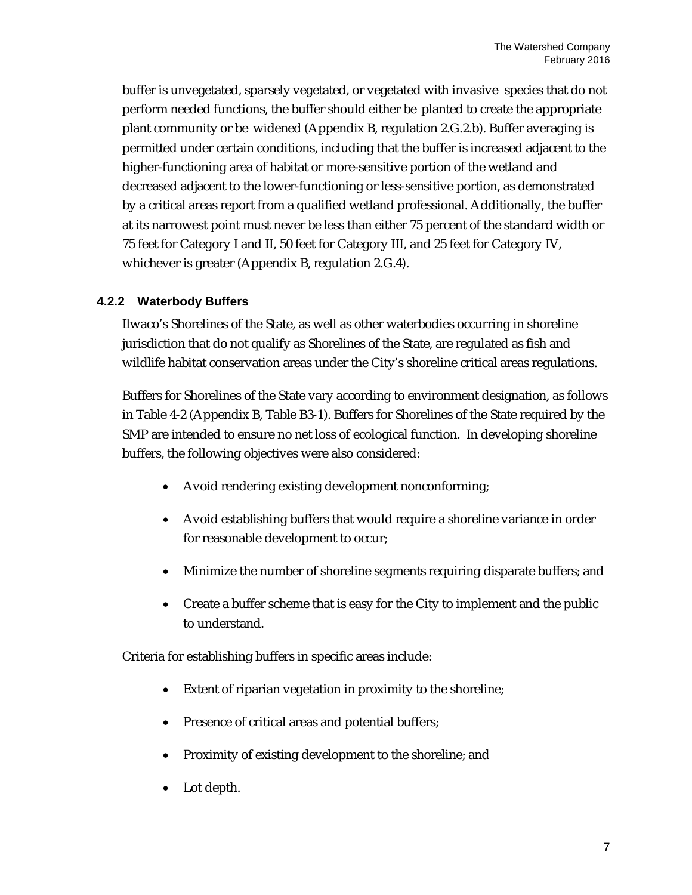buffer is unvegetated, sparsely vegetated, or vegetated with invasive species that do not perform needed functions, the buffer should either be planted to create the appropriate plant community or be widened (Appendix B, regulation 2.G.2.b). Buffer averaging is permitted under certain conditions, including that the buffer is increased adjacent to the higher-functioning area of habitat or more-sensitive portion of the wetland and decreased adjacent to the lower-functioning or less-sensitive portion, as demonstrated by a critical areas report from a qualified wetland professional. Additionally, the buffer at its narrowest point must never be less than either 75 percent of the standard width or 75 feet for Category I and II, 50 feet for Category III, and 25 feet for Category IV, whichever is greater (Appendix B, regulation 2.G.4).

### 4.2.2 Waterbody Buffers

Ilwaco's Shorelines of the State, as well as other waterbodies occurring in shoreline jurisdiction that do not qualify as Shorelines of the State, are regulated as fish and wildlife habitat conservation areas under the City's shoreline critical areas regulations.

Buffers for Shorelines of the State vary according to environment designation, as follows in Table 4-2 (Appendix B, Table B3-1). Buffers for Shorelines of the State required by the SMP are intended to ensure no net loss of ecological function. In developing shoreline buffers, the following objectives were also considered:

- Avoid rendering existing development nonconforming;
- Avoid establishing buffers that would require a shoreline variance in order for reasonable development to occur;
- Minimize the number of shoreline segments requiring disparate buffers; and
- Create a buffer scheme that is easy for the City to implement and the public to understand.

Criteria for establishing buffers in specific areas include:

- Extent of riparian vegetation in proximity to the shoreline;
- Presence of critical areas and potential buffers;
- Proximity of existing development to the shoreline; and
- Lot depth.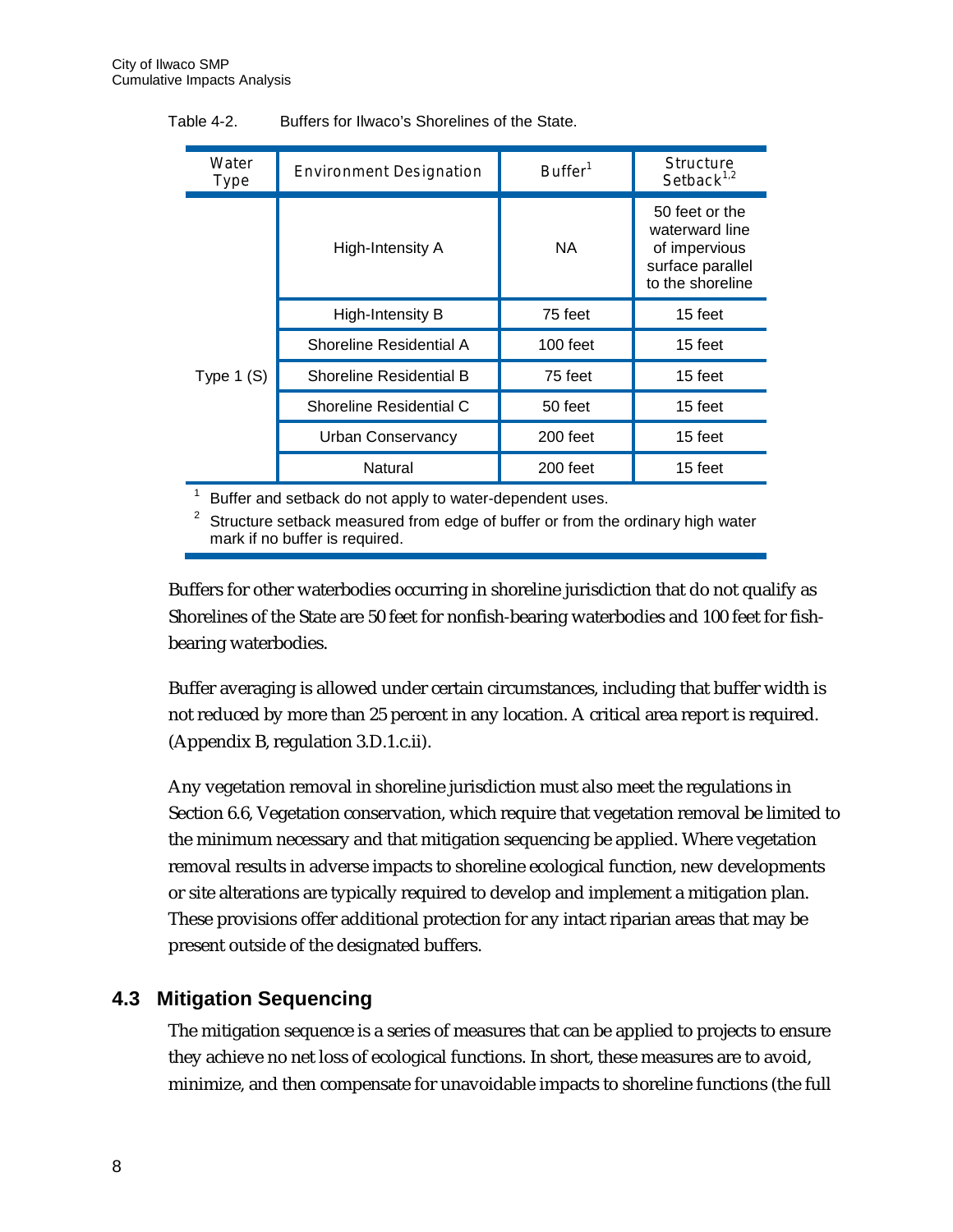Table 4-2. Buffers for Ilwaco's Shorelines of the State.

| Water Type | Environment Designation | Buffer[1] | Structure Setback[1,2] |
|---|---|---|---|
| Type 1 (S) | High-Intensity A | NA | 50 feet or the waterward line of impervious surface parallel to the shoreline |
| | High-Intensity B | 75 feet | 15 feet |
| | Shoreline Residential A | 100 feet | 15 feet |
| | Shoreline Residential B | 75 feet | 15 feet |
| | Shoreline Residential C | 50 feet | 15 feet |
| | Urban Conservancy | 200 feet | 15 feet |
| | Natural | 200 feet | 15 feet |

[1] Buffer and setback do not apply to water-dependent uses.

[2] Structure setback measured from edge of buffer or from the ordinary high water mark if no buffer is required.

Buffers for other waterbodies occurring in shoreline jurisdiction that do not qualify as Shorelines of the State are 50 feet for nonfish-bearing waterbodies and 100 feet for fish-bearing waterbodies.

Buffer averaging is allowed under certain circumstances, including that buffer width is not reduced by more than 25 percent in any location. A critical area report is required. (Appendix B, regulation 3.D.1.c.ii).

Any vegetation removal in shoreline jurisdiction must also meet the regulations in Section 6.6, Vegetation conservation, which require that vegetation removal be limited to the minimum necessary and that mitigation sequencing be applied. Where vegetation removal results in adverse impacts to shoreline ecological function, new developments or site alterations are typically required to develop and implement a mitigation plan. These provisions offer additional protection for any intact riparian areas that may be present outside of the designated buffers.

## 4.3 Mitigation Sequencing

The mitigation sequence is a series of measures that can be applied to projects to ensure they achieve no net loss of ecological functions. In short, these measures are to avoid, minimize, and then compensate for unavoidable impacts to shoreline functions (the full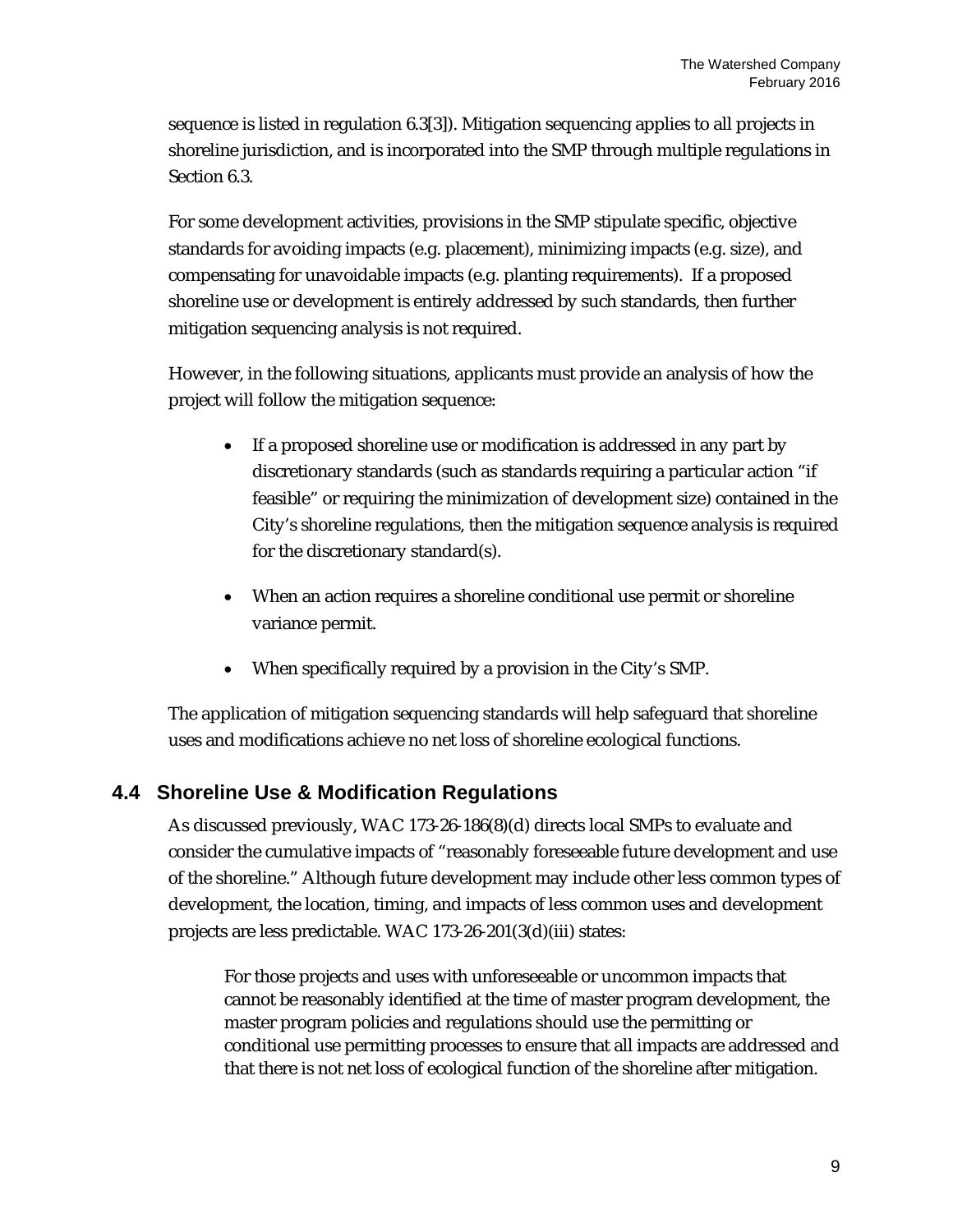sequence is listed in regulation 6.3[3]). Mitigation sequencing applies to all projects in shoreline jurisdiction, and is incorporated into the SMP through multiple regulations in Section 6.3.

For some development activities, provisions in the SMP stipulate specific, objective standards for avoiding impacts (e.g. placement), minimizing impacts (e.g. size), and compensating for unavoidable impacts (e.g. planting requirements). If a proposed shoreline use or development is entirely addressed by such standards, then further mitigation sequencing analysis is not required.

However, in the following situations, applicants must provide an analysis of how the project will follow the mitigation sequence:

- If a proposed shoreline use or modification is addressed in any part by discretionary standards (such as standards requiring a particular action "if feasible" or requiring the minimization of development size) contained in the City's shoreline regulations, then the mitigation sequence analysis is required for the discretionary standard(s).
- When an action requires a shoreline conditional use permit or shoreline variance permit.
- When specifically required by a provision in the City's SMP.

The application of mitigation sequencing standards will help safeguard that shoreline uses and modifications achieve no net loss of shoreline ecological functions.

## 4.4 Shoreline Use & Modification Regulations

As discussed previously, WAC 173-26-186(8)(d) directs local SMPs to evaluate and consider the cumulative impacts of "reasonably foreseeable future development and use of the shoreline." Although future development may include other less common types of development, the location, timing, and impacts of less common uses and development projects are less predictable. WAC 173-26-201(3(d)(iii) states:

> For those projects and uses with unforeseeable or uncommon impacts that cannot be reasonably identified at the time of master program development, the master program policies and regulations should use the permitting or conditional use permitting processes to ensure that all impacts are addressed and that there is not net loss of ecological function of the shoreline after mitigation.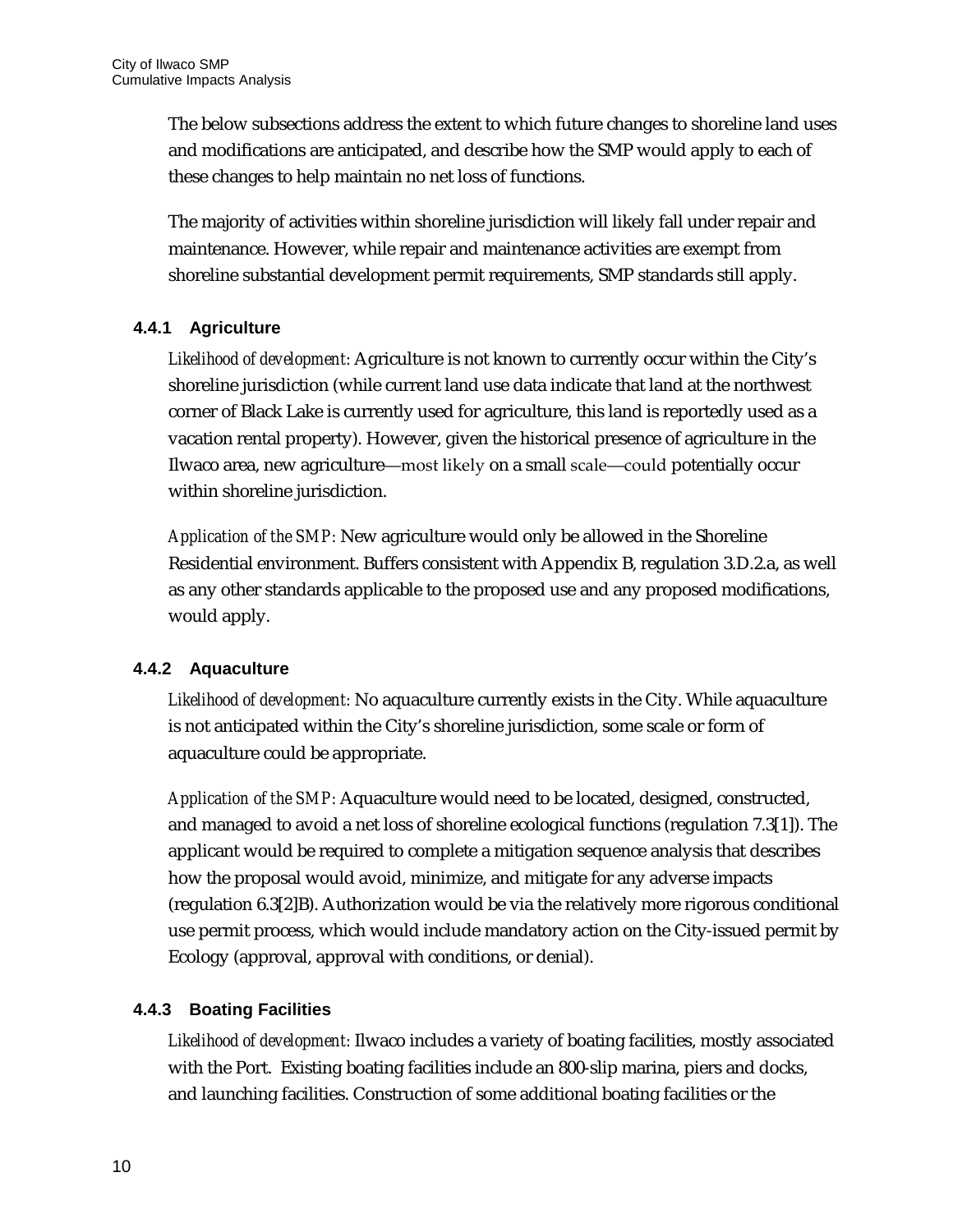The below subsections address the extent to which future changes to shoreline land uses and modifications are anticipated, and describe how the SMP would apply to each of these changes to help maintain no net loss of functions.

The majority of activities within shoreline jurisdiction will likely fall under repair and maintenance. However, while repair and maintenance activities are exempt from shoreline substantial development permit requirements, SMP standards still apply.

### 4.4.1 Agriculture

*Likelihood of development:* Agriculture is not known to currently occur within the City's shoreline jurisdiction (while current land use data indicate that land at the northwest corner of Black Lake is currently used for agriculture, this land is reportedly used as a vacation rental property). However, given the historical presence of agriculture in the Ilwaco area, new agriculture—most likely on a small scale—could potentially occur within shoreline jurisdiction.

*Application of the SMP:* New agriculture would only be allowed in the Shoreline Residential environment. Buffers consistent with Appendix B, regulation 3.D.2.a, as well as any other standards applicable to the proposed use and any proposed modifications, would apply.

### 4.4.2 Aquaculture

*Likelihood of development:* No aquaculture currently exists in the City. While aquaculture is not anticipated within the City's shoreline jurisdiction, some scale or form of aquaculture could be appropriate.

*Application of the SMP:* Aquaculture would need to be located, designed, constructed, and managed to avoid a net loss of shoreline ecological functions (regulation 7.3[1]). The applicant would be required to complete a mitigation sequence analysis that describes how the proposal would avoid, minimize, and mitigate for any adverse impacts (regulation 6.3[2]B). Authorization would be via the relatively more rigorous conditional use permit process, which would include mandatory action on the City-issued permit by Ecology (approval, approval with conditions, or denial).

### 4.4.3 Boating Facilities

*Likelihood of development:* Ilwaco includes a variety of boating facilities, mostly associated with the Port. Existing boating facilities include an 800-slip marina, piers and docks, and launching facilities. Construction of some additional boating facilities or the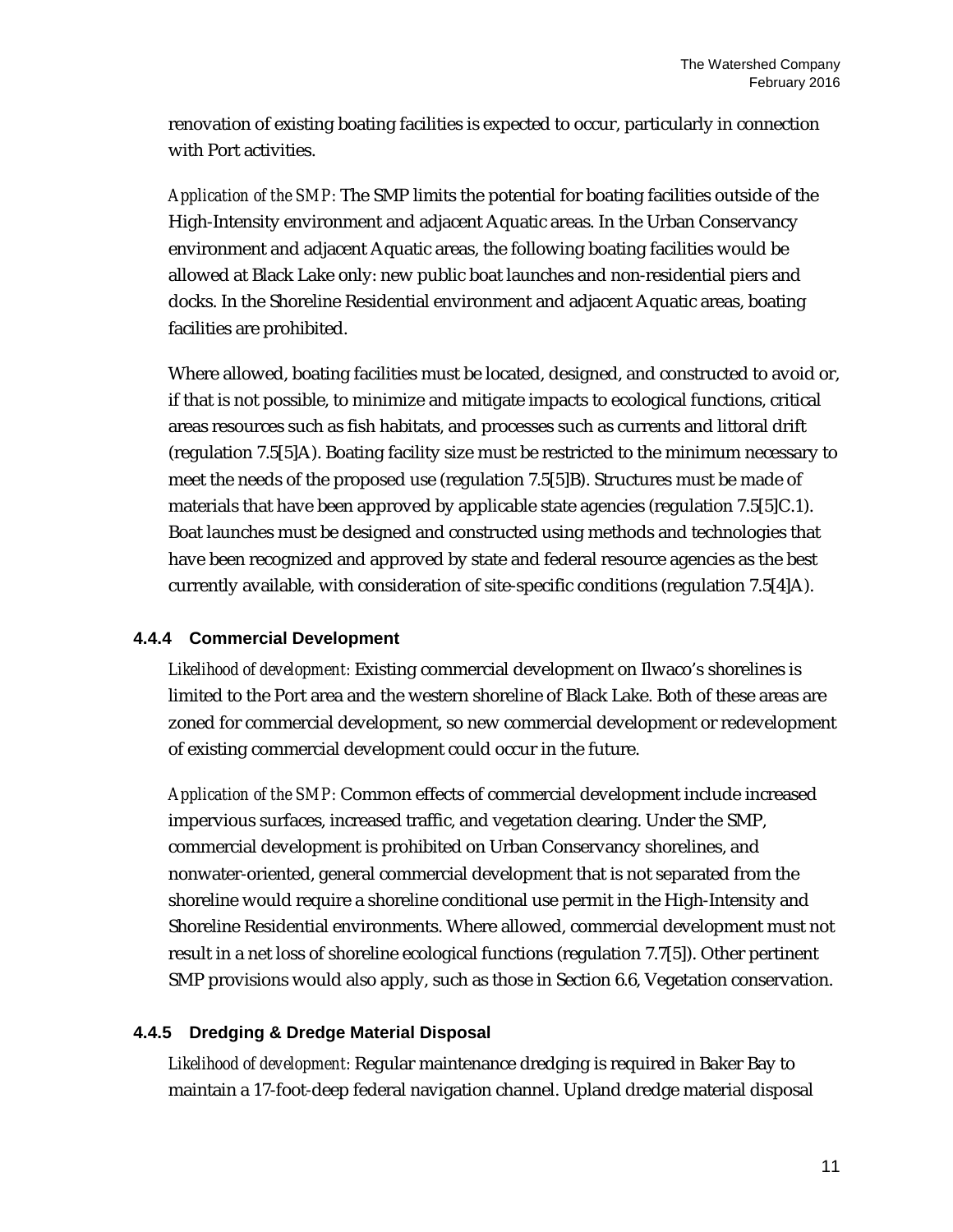renovation of existing boating facilities is expected to occur, particularly in connection with Port activities.

*Application of the SMP:* The SMP limits the potential for boating facilities outside of the High-Intensity environment and adjacent Aquatic areas. In the Urban Conservancy environment and adjacent Aquatic areas, the following boating facilities would be allowed at Black Lake only: new public boat launches and non-residential piers and docks. In the Shoreline Residential environment and adjacent Aquatic areas, boating facilities are prohibited.

Where allowed, boating facilities must be located, designed, and constructed to avoid or, if that is not possible, to minimize and mitigate impacts to ecological functions, critical areas resources such as fish habitats, and processes such as currents and littoral drift (regulation 7.5[5]A). Boating facility size must be restricted to the minimum necessary to meet the needs of the proposed use (regulation 7.5[5]B). Structures must be made of materials that have been approved by applicable state agencies (regulation 7.5[5]C.1). Boat launches must be designed and constructed using methods and technologies that have been recognized and approved by state and federal resource agencies as the best currently available, with consideration of site-specific conditions (regulation 7.5[4]A).

### 4.4.4 Commercial Development

*Likelihood of development:* Existing commercial development on Ilwaco's shorelines is limited to the Port area and the western shoreline of Black Lake. Both of these areas are zoned for commercial development, so new commercial development or redevelopment of existing commercial development could occur in the future.

*Application of the SMP:* Common effects of commercial development include increased impervious surfaces, increased traffic, and vegetation clearing. Under the SMP, commercial development is prohibited on Urban Conservancy shorelines, and nonwater-oriented, general commercial development that is not separated from the shoreline would require a shoreline conditional use permit in the High-Intensity and Shoreline Residential environments. Where allowed, commercial development must not result in a net loss of shoreline ecological functions (regulation 7.7[5]). Other pertinent SMP provisions would also apply, such as those in Section 6.6, Vegetation conservation.

### 4.4.5 Dredging & Dredge Material Disposal

*Likelihood of development:* Regular maintenance dredging is required in Baker Bay to maintain a 17-foot-deep federal navigation channel. Upland dredge material disposal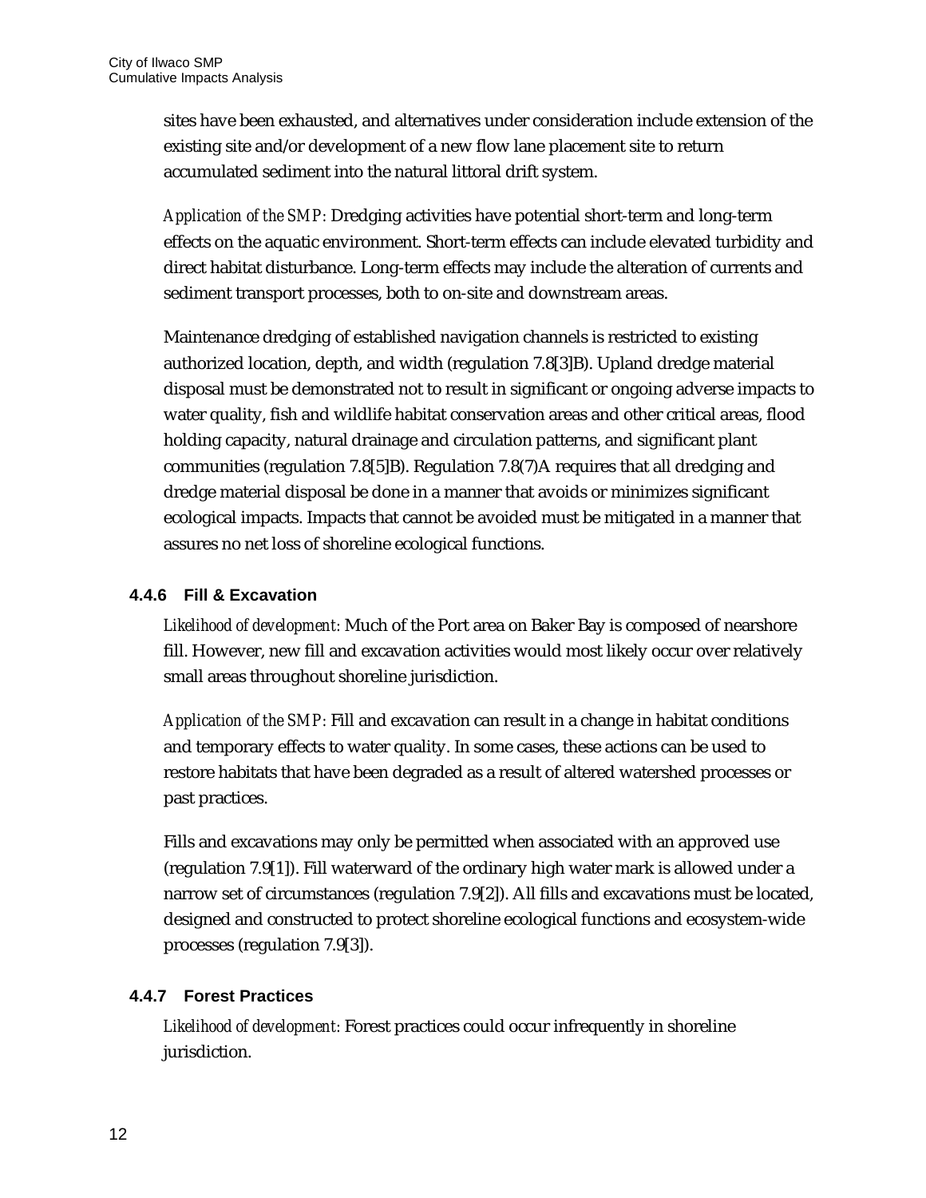sites have been exhausted, and alternatives under consideration include extension of the existing site and/or development of a new flow lane placement site to return accumulated sediment into the natural littoral drift system.

*Application of the SMP:* Dredging activities have potential short-term and long-term effects on the aquatic environment. Short-term effects can include elevated turbidity and direct habitat disturbance. Long-term effects may include the alteration of currents and sediment transport processes, both to on-site and downstream areas.

Maintenance dredging of established navigation channels is restricted to existing authorized location, depth, and width (regulation 7.8[3]B). Upland dredge material disposal must be demonstrated not to result in significant or ongoing adverse impacts to water quality, fish and wildlife habitat conservation areas and other critical areas, flood holding capacity, natural drainage and circulation patterns, and significant plant communities (regulation 7.8[5]B). Regulation 7.8(7)A requires that all dredging and dredge material disposal be done in a manner that avoids or minimizes significant ecological impacts. Impacts that cannot be avoided must be mitigated in a manner that assures no net loss of shoreline ecological functions.

### 4.4.6 Fill & Excavation

*Likelihood of development:* Much of the Port area on Baker Bay is composed of nearshore fill. However, new fill and excavation activities would most likely occur over relatively small areas throughout shoreline jurisdiction.

*Application of the SMP:* Fill and excavation can result in a change in habitat conditions and temporary effects to water quality. In some cases, these actions can be used to restore habitats that have been degraded as a result of altered watershed processes or past practices.

Fills and excavations may only be permitted when associated with an approved use (regulation 7.9[1]). Fill waterward of the ordinary high water mark is allowed under a narrow set of circumstances (regulation 7.9[2]). All fills and excavations must be located, designed and constructed to protect shoreline ecological functions and ecosystem-wide processes (regulation 7.9[3]).

### 4.4.7 Forest Practices

*Likelihood of development:* Forest practices could occur infrequently in shoreline jurisdiction.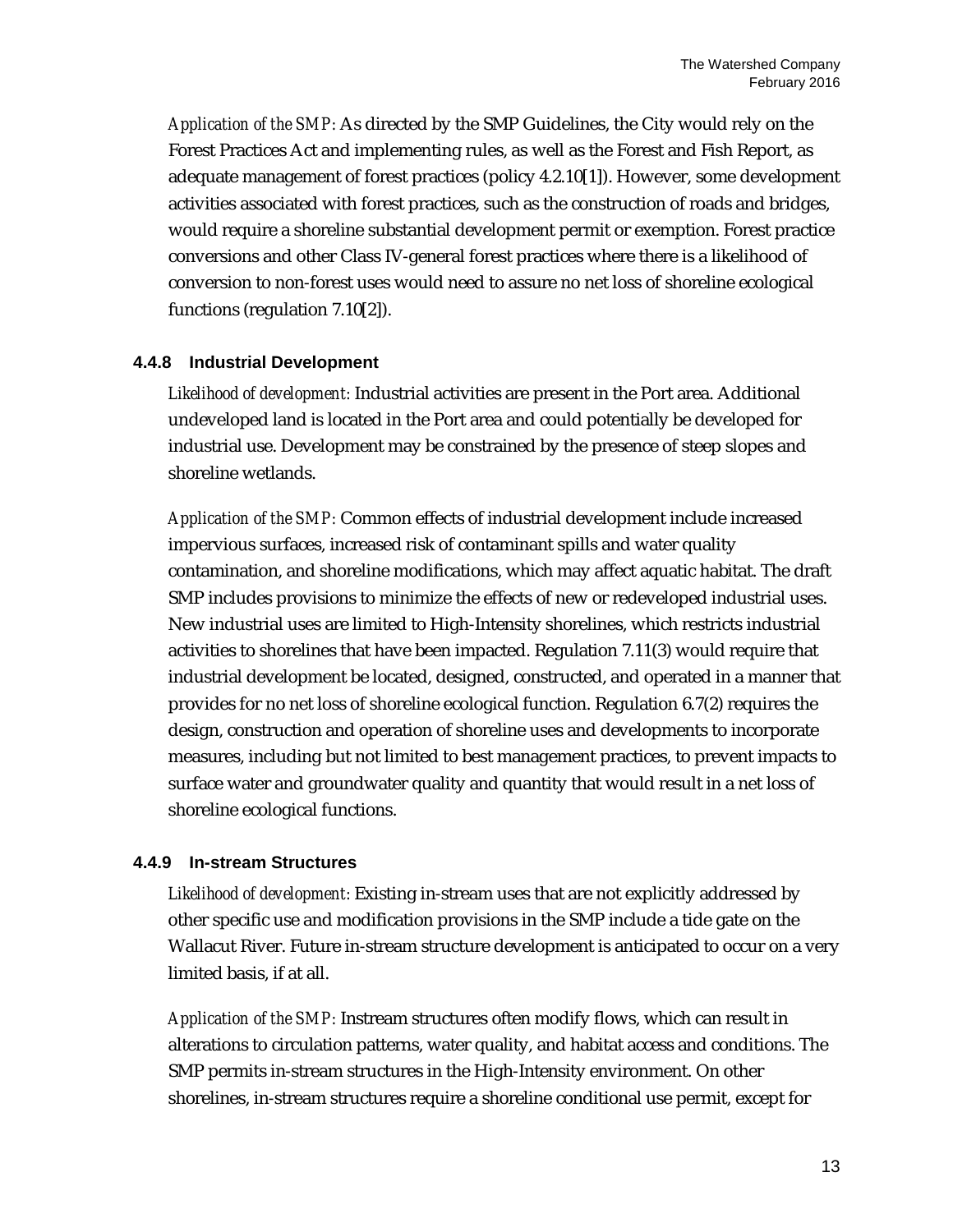*Application of the SMP:* As directed by the SMP Guidelines, the City would rely on the Forest Practices Act and implementing rules, as well as the Forest and Fish Report, as adequate management of forest practices (policy 4.2.10[1]). However, some development activities associated with forest practices, such as the construction of roads and bridges, would require a shoreline substantial development permit or exemption. Forest practice conversions and other Class IV-general forest practices where there is a likelihood of conversion to non-forest uses would need to assure no net loss of shoreline ecological functions (regulation 7.10[2]).

### 4.4.8 Industrial Development

*Likelihood of development:* Industrial activities are present in the Port area. Additional undeveloped land is located in the Port area and could potentially be developed for industrial use. Development may be constrained by the presence of steep slopes and shoreline wetlands.

*Application of the SMP:* Common effects of industrial development include increased impervious surfaces, increased risk of contaminant spills and water quality contamination, and shoreline modifications, which may affect aquatic habitat. The draft SMP includes provisions to minimize the effects of new or redeveloped industrial uses. New industrial uses are limited to High-Intensity shorelines, which restricts industrial activities to shorelines that have been impacted. Regulation 7.11(3) would require that industrial development be located, designed, constructed, and operated in a manner that provides for no net loss of shoreline ecological function. Regulation 6.7(2) requires the design, construction and operation of shoreline uses and developments to incorporate measures, including but not limited to best management practices, to prevent impacts to surface water and groundwater quality and quantity that would result in a net loss of shoreline ecological functions.

### 4.4.9 In-stream Structures

*Likelihood of development:* Existing in-stream uses that are not explicitly addressed by other specific use and modification provisions in the SMP include a tide gate on the Wallacut River. Future in-stream structure development is anticipated to occur on a very limited basis, if at all.

*Application of the SMP:* Instream structures often modify flows, which can result in alterations to circulation patterns, water quality, and habitat access and conditions. The SMP permits in-stream structures in the High-Intensity environment. On other shorelines, in-stream structures require a shoreline conditional use permit, except for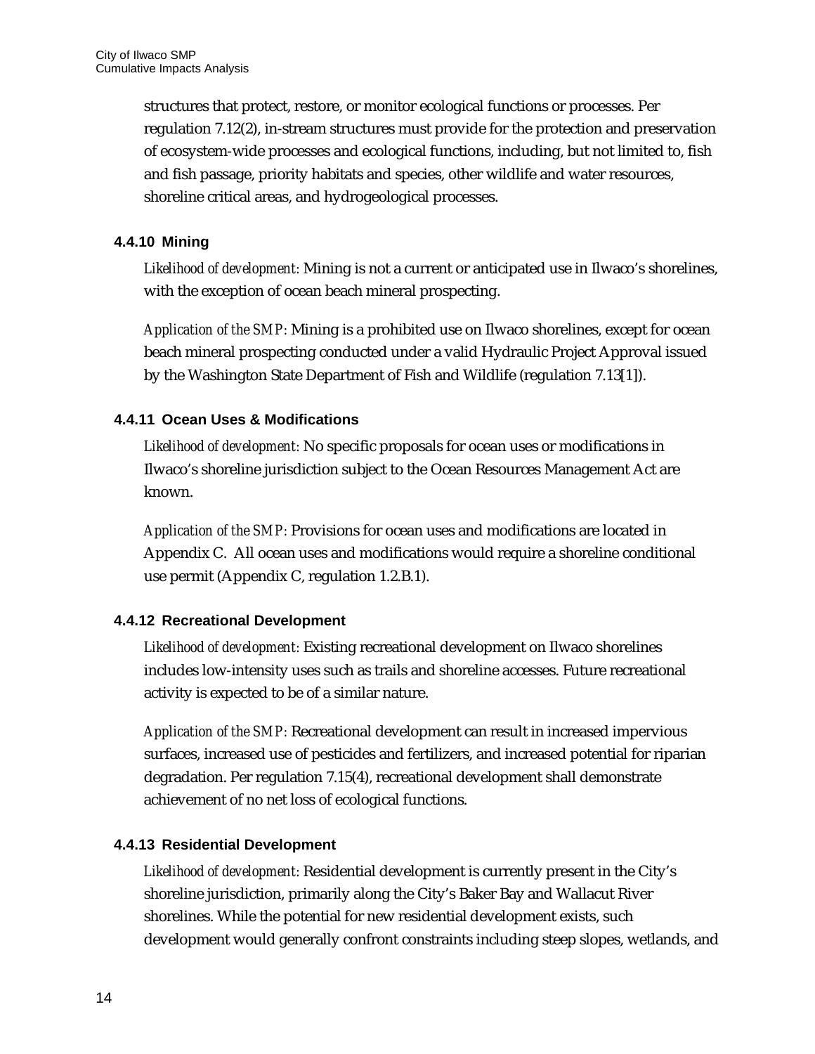structures that protect, restore, or monitor ecological functions or processes. Per regulation 7.12(2), in-stream structures must provide for the protection and preservation of ecosystem-wide processes and ecological functions, including, but not limited to, fish and fish passage, priority habitats and species, other wildlife and water resources, shoreline critical areas, and hydrogeological processes.

### 4.4.10 Mining

*Likelihood of development:* Mining is not a current or anticipated use in Ilwaco's shorelines, with the exception of ocean beach mineral prospecting.

*Application of the SMP:* Mining is a prohibited use on Ilwaco shorelines, except for ocean beach mineral prospecting conducted under a valid Hydraulic Project Approval issued by the Washington State Department of Fish and Wildlife (regulation 7.13[1]).

### 4.4.11 Ocean Uses & Modifications

*Likelihood of development:* No specific proposals for ocean uses or modifications in Ilwaco's shoreline jurisdiction subject to the Ocean Resources Management Act are known.

*Application of the SMP:* Provisions for ocean uses and modifications are located in Appendix C. All ocean uses and modifications would require a shoreline conditional use permit (Appendix C, regulation 1.2.B.1).

### 4.4.12 Recreational Development

*Likelihood of development:* Existing recreational development on Ilwaco shorelines includes low-intensity uses such as trails and shoreline accesses. Future recreational activity is expected to be of a similar nature.

*Application of the SMP:* Recreational development can result in increased impervious surfaces, increased use of pesticides and fertilizers, and increased potential for riparian degradation. Per regulation 7.15(4), recreational development shall demonstrate achievement of no net loss of ecological functions.

### 4.4.13 Residential Development

*Likelihood of development:* Residential development is currently present in the City's shoreline jurisdiction, primarily along the City's Baker Bay and Wallacut River shorelines. While the potential for new residential development exists, such development would generally confront constraints including steep slopes, wetlands, and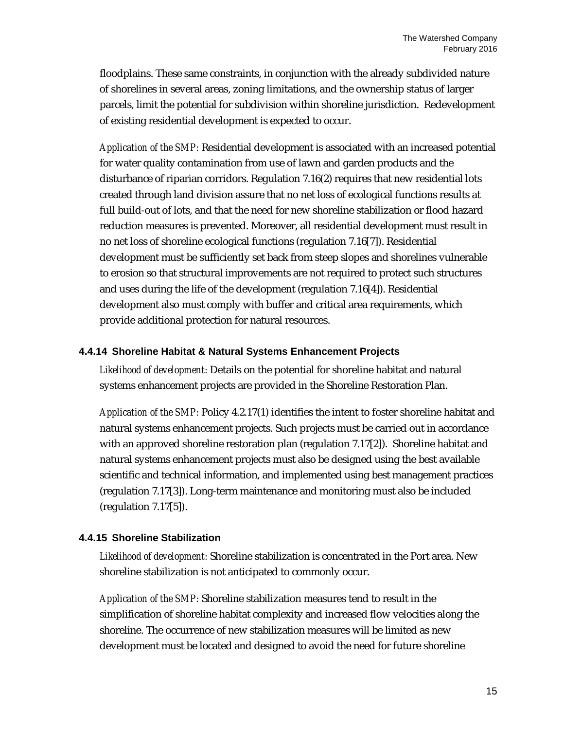floodplains. These same constraints, in conjunction with the already subdivided nature of shorelines in several areas, zoning limitations, and the ownership status of larger parcels, limit the potential for subdivision within shoreline jurisdiction. Redevelopment of existing residential development is expected to occur.

*Application of the SMP:* Residential development is associated with an increased potential for water quality contamination from use of lawn and garden products and the disturbance of riparian corridors. Regulation 7.16(2) requires that new residential lots created through land division assure that no net loss of ecological functions results at full build-out of lots, and that the need for new shoreline stabilization or flood hazard reduction measures is prevented. Moreover, all residential development must result in no net loss of shoreline ecological functions (regulation 7.16[7]). Residential development must be sufficiently set back from steep slopes and shorelines vulnerable to erosion so that structural improvements are not required to protect such structures and uses during the life of the development (regulation 7.16[4]). Residential development also must comply with buffer and critical area requirements, which provide additional protection for natural resources.

### 4.4.14 Shoreline Habitat & Natural Systems Enhancement Projects

*Likelihood of development:* Details on the potential for shoreline habitat and natural systems enhancement projects are provided in the Shoreline Restoration Plan.

*Application of the SMP:* Policy 4.2.17(1) identifies the intent to foster shoreline habitat and natural systems enhancement projects. Such projects must be carried out in accordance with an approved shoreline restoration plan (regulation 7.17[2]). Shoreline habitat and natural systems enhancement projects must also be designed using the best available scientific and technical information, and implemented using best management practices (regulation 7.17[3]). Long-term maintenance and monitoring must also be included (regulation 7.17[5]).

### 4.4.15 Shoreline Stabilization

*Likelihood of development:* Shoreline stabilization is concentrated in the Port area. New shoreline stabilization is not anticipated to commonly occur.

*Application of the SMP:* Shoreline stabilization measures tend to result in the simplification of shoreline habitat complexity and increased flow velocities along the shoreline. The occurrence of new stabilization measures will be limited as new development must be located and designed to avoid the need for future shoreline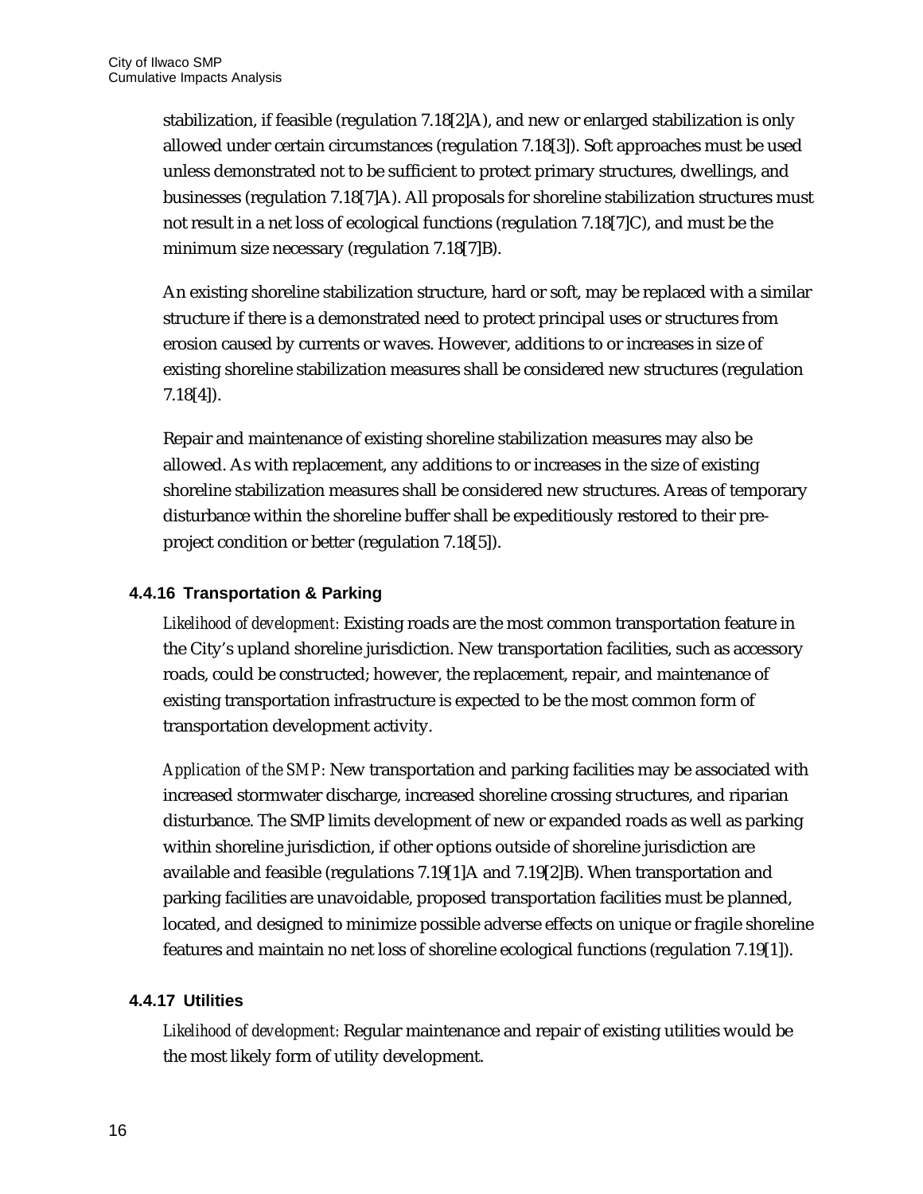stabilization, if feasible (regulation 7.18[2]A), and new or enlarged stabilization is only allowed under certain circumstances (regulation 7.18[3]). Soft approaches must be used unless demonstrated not to be sufficient to protect primary structures, dwellings, and businesses (regulation 7.18[7]A). All proposals for shoreline stabilization structures must not result in a net loss of ecological functions (regulation 7.18[7]C), and must be the minimum size necessary (regulation 7.18[7]B).

An existing shoreline stabilization structure, hard or soft, may be replaced with a similar structure if there is a demonstrated need to protect principal uses or structures from erosion caused by currents or waves. However, additions to or increases in size of existing shoreline stabilization measures shall be considered new structures (regulation 7.18[4]).

Repair and maintenance of existing shoreline stabilization measures may also be allowed. As with replacement, any additions to or increases in the size of existing shoreline stabilization measures shall be considered new structures. Areas of temporary disturbance within the shoreline buffer shall be expeditiously restored to their pre-project condition or better (regulation 7.18[5]).

### 4.4.16 Transportation & Parking

*Likelihood of development:* Existing roads are the most common transportation feature in the City's upland shoreline jurisdiction. New transportation facilities, such as accessory roads, could be constructed; however, the replacement, repair, and maintenance of existing transportation infrastructure is expected to be the most common form of transportation development activity.

*Application of the SMP:* New transportation and parking facilities may be associated with increased stormwater discharge, increased shoreline crossing structures, and riparian disturbance. The SMP limits development of new or expanded roads as well as parking within shoreline jurisdiction, if other options outside of shoreline jurisdiction are available and feasible (regulations 7.19[1]A and 7.19[2]B). When transportation and parking facilities are unavoidable, proposed transportation facilities must be planned, located, and designed to minimize possible adverse effects on unique or fragile shoreline features and maintain no net loss of shoreline ecological functions (regulation 7.19[1]).

### 4.4.17 Utilities

*Likelihood of development:* Regular maintenance and repair of existing utilities would be the most likely form of utility development.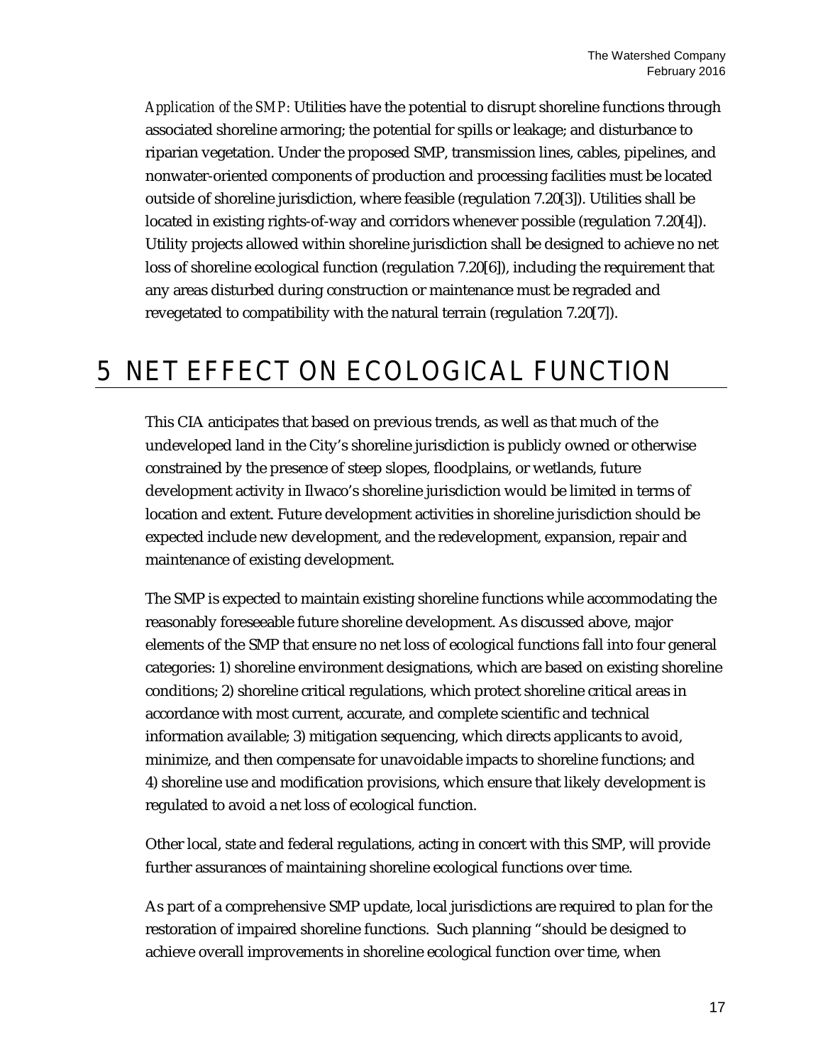*Application of the SMP:* Utilities have the potential to disrupt shoreline functions through associated shoreline armoring; the potential for spills or leakage; and disturbance to riparian vegetation. Under the proposed SMP, transmission lines, cables, pipelines, and nonwater-oriented components of production and processing facilities must be located outside of shoreline jurisdiction, where feasible (regulation 7.20[3]). Utilities shall be located in existing rights-of-way and corridors whenever possible (regulation 7.20[4]). Utility projects allowed within shoreline jurisdiction shall be designed to achieve no net loss of shoreline ecological function (regulation 7.20[6]), including the requirement that any areas disturbed during construction or maintenance must be regraded and revegetated to compatibility with the natural terrain (regulation 7.20[7]).

# 5 NET EFFECT ON ECOLOGICAL FUNCTION

This CIA anticipates that based on previous trends, as well as that much of the undeveloped land in the City's shoreline jurisdiction is publicly owned or otherwise constrained by the presence of steep slopes, floodplains, or wetlands, future development activity in Ilwaco's shoreline jurisdiction would be limited in terms of location and extent. Future development activities in shoreline jurisdiction should be expected include new development, and the redevelopment, expansion, repair and maintenance of existing development.

The SMP is expected to maintain existing shoreline functions while accommodating the reasonably foreseeable future shoreline development. As discussed above, major elements of the SMP that ensure no net loss of ecological functions fall into four general categories: 1) shoreline environment designations, which are based on existing shoreline conditions; 2) shoreline critical regulations, which protect shoreline critical areas in accordance with most current, accurate, and complete scientific and technical information available; 3) mitigation sequencing, which directs applicants to avoid, minimize, and then compensate for unavoidable impacts to shoreline functions; and 4) shoreline use and modification provisions, which ensure that likely development is regulated to avoid a net loss of ecological function.

Other local, state and federal regulations, acting in concert with this SMP, will provide further assurances of maintaining shoreline ecological functions over time.

As part of a comprehensive SMP update, local jurisdictions are required to plan for the restoration of impaired shoreline functions. Such planning "should be designed to achieve overall improvements in shoreline ecological function over time, when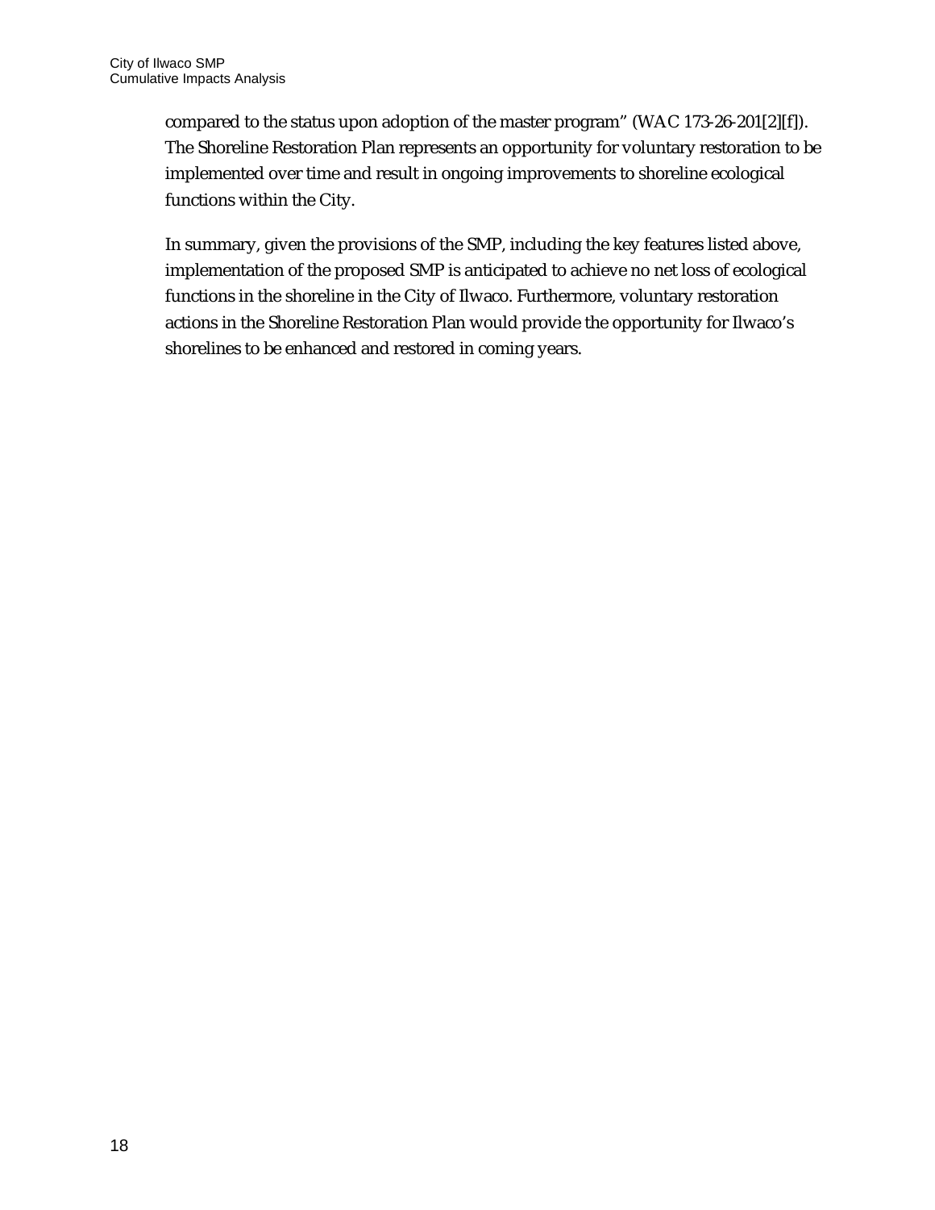compared to the status upon adoption of the master program" (WAC 173-26-201[2][f]). The Shoreline Restoration Plan represents an opportunity for voluntary restoration to be implemented over time and result in ongoing improvements to shoreline ecological functions within the City.

In summary, given the provisions of the SMP, including the key features listed above, implementation of the proposed SMP is anticipated to achieve no net loss of ecological functions in the shoreline in the City of Ilwaco. Furthermore, voluntary restoration actions in the Shoreline Restoration Plan would provide the opportunity for Ilwaco's shorelines to be enhanced and restored in coming years.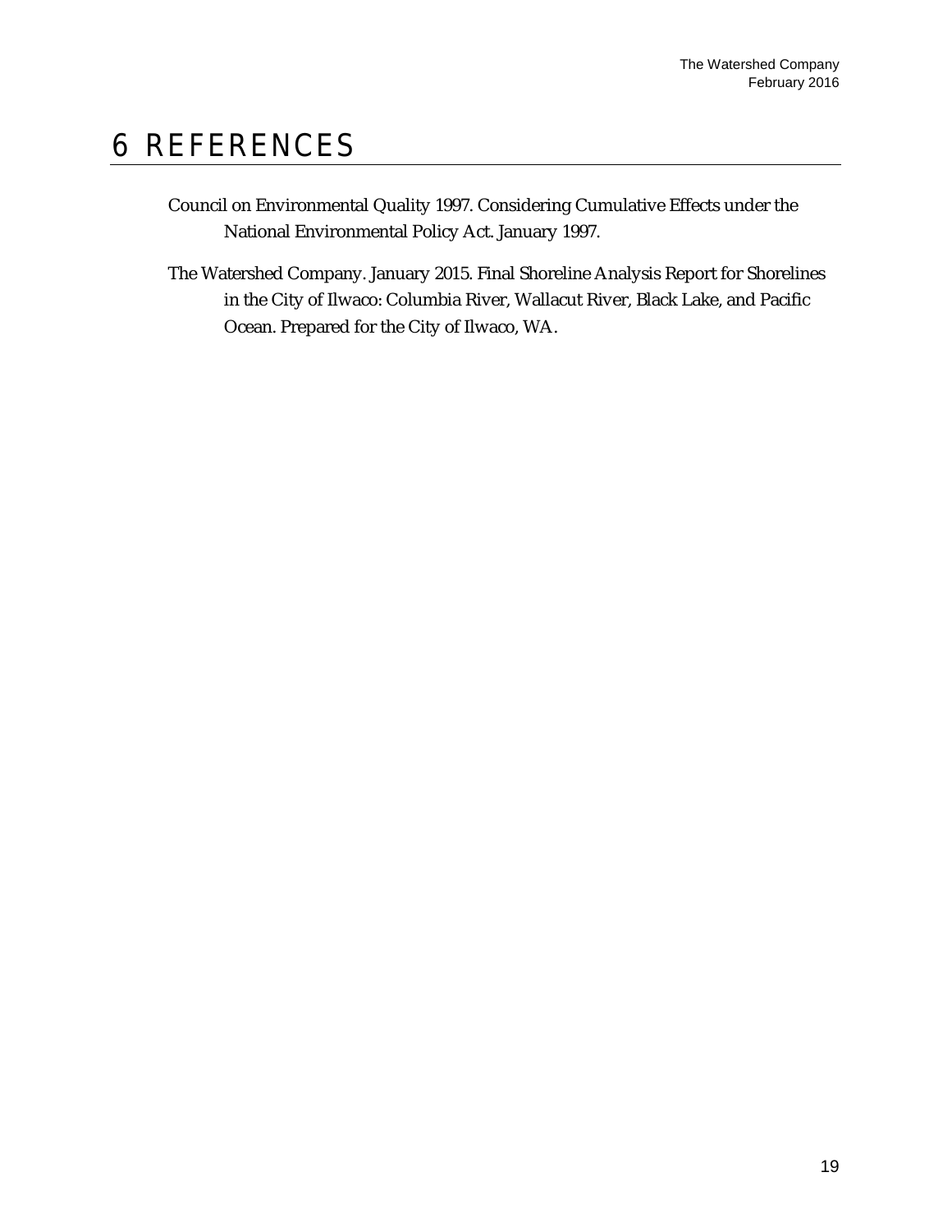# 6 REFERENCES

Council on Environmental Quality 1997. Considering Cumulative Effects under the National Environmental Policy Act. January 1997.

The Watershed Company. January 2015. Final Shoreline Analysis Report for Shorelines in the City of Ilwaco: Columbia River, Wallacut River, Black Lake, and Pacific Ocean. Prepared for the City of Ilwaco, WA.